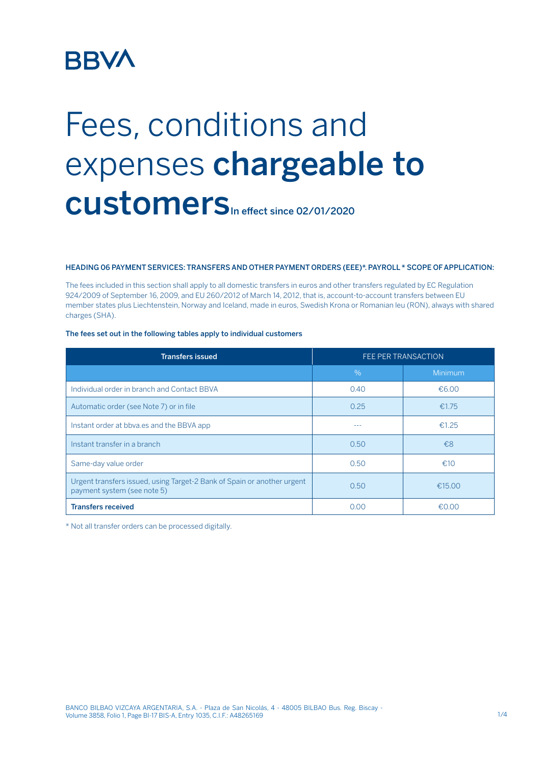BBVA

# Fees, conditions and expenses **chargeable to customers** In effect since 02/01/2020

**HEADING 06 PAYMENT SERVICES: TRANSFERS AND OTHER PAYMENT ORDERS (EEE)\*. PAYROLL \* SCOPE OF APPLICATION:**

The fees included in this section shall apply to all domestic transfers in euros and other transfers regulated by EC Regulation 924/2009 of September 16, 2009, and EU 260/2012 of March 14, 2012, that is, account-to-account transfers between EU member states plus Liechtenstein, Norway and Iceland, made in euros, Swedish Krona or Romanian leu (RON), always with shared charges (SHA).

**The fees set out in the following tables apply to individual customers**

| Transfers issued | FEE PER TRANSACTION | |
|---|---|---|
| | % | Minimum |
| Individual order in branch and Contact BBVA | 0.40 | €6.00 |
| Automatic order (see Note 7) or in file | 0.25 | €1.75 |
| Instant order at bbva.es and the BBVA app | --- | €1.25 |
| Instant transfer in a branch | 0.50 | €8 |
| Same-day value order | 0.50 | €10 |
| Urgent transfers issued, using Target-2 Bank of Spain or another urgent payment system (see note 5) | 0.50 | €15.00 |
| **Transfers received** | 0.00 | €0.00 |

\* Not all transfer orders can be processed digitally.

BANCO BILBAO VIZCAYA ARGENTARIA, S.A. - Plaza de San Nicolás, 4 - 48005 BILBAO Bus. Reg. Biscay - Volume 3858, Folio 1, Page BI-17 BIS-A, Entry 1035, C.I.F.: A48265169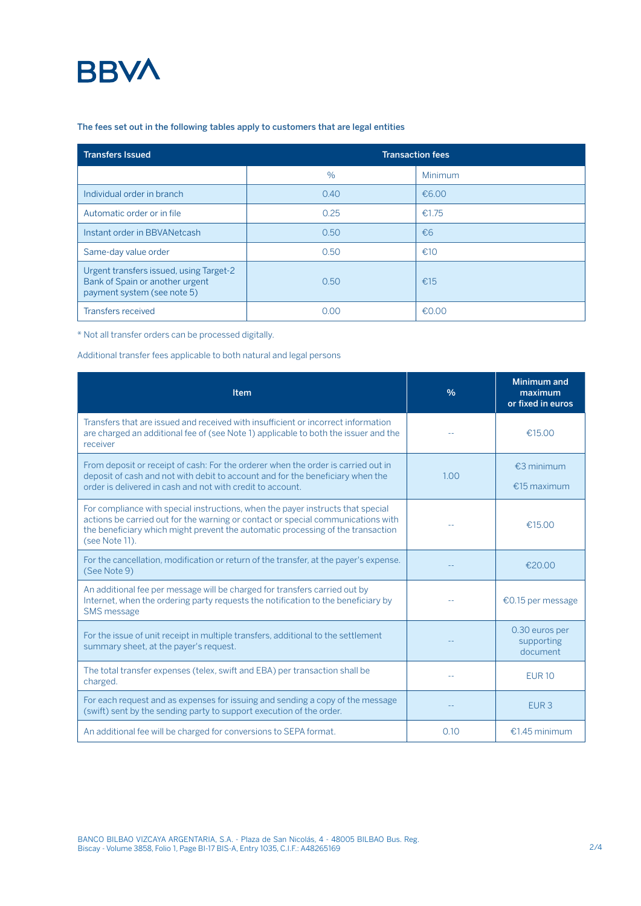BBVA

The fees set out in the following tables apply to customers that are legal entities

| Transfers Issued | Transaction fees | |
|---|---|---|
| | % | Minimum |
| Individual order in branch | 0.40 | €6.00 |
| Automatic order or in file | 0.25 | €1.75 |
| Instant order in BBVANetcash | 0.50 | €6 |
| Same-day value order | 0.50 | €10 |
| Urgent transfers issued, using Target-2 Bank of Spain or another urgent payment system (see note 5) | 0.50 | €15 |
| Transfers received | 0.00 | €0.00 |

* Not all transfer orders can be processed digitally.

Additional transfer fees applicable to both natural and legal persons

| Item | % | Minimum and maximum or fixed in euros |
|---|---|---|
| Transfers that are issued and received with insufficient or incorrect information are charged an additional fee of (see Note 1) applicable to both the issuer and the receiver | -- | €15.00 |
| From deposit or receipt of cash: For the orderer when the order is carried out in deposit of cash and not with debit to account and for the beneficiary when the order is delivered in cash and not with credit to account. | 1.00 | €3 minimum<br>€15 maximum |
| For compliance with special instructions, when the payer instructs that special actions be carried out for the warning or contact or special communications with the beneficiary which might prevent the automatic processing of the transaction (see Note 11). | -- | €15.00 |
| For the cancellation, modification or return of the transfer, at the payer's expense. (See Note 9) | -- | €20.00 |
| An additional fee per message will be charged for transfers carried out by Internet, when the ordering party requests the notification to the beneficiary by SMS message | -- | €0.15 per message |
| For the issue of unit receipt in multiple transfers, additional to the settlement summary sheet, at the payer's request. | -- | 0.30 euros per supporting document |
| The total transfer expenses (telex, swift and EBA) per transaction shall be charged. | -- | EUR 10 |
| For each request and as expenses for issuing and sending a copy of the message (swift) sent by the sending party to support execution of the order. | -- | EUR 3 |
| An additional fee will be charged for conversions to SEPA format. | 0.10 | €1.45 minimum |

BANCO BILBAO VIZCAYA ARGENTARIA, S.A. - Plaza de San Nicolás, 4 - 48005 BILBAO Bus. Reg. Biscay - Volume 3858, Folio 1, Page BI-17 BIS-A, Entry 1035, C.I.F.: A48265169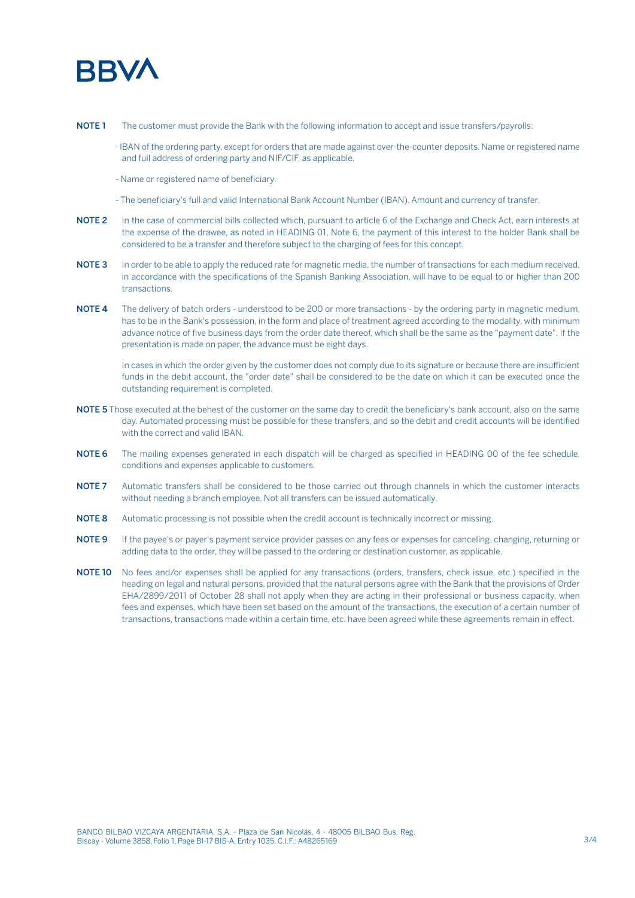**NOTE 1** The customer must provide the Bank with the following information to accept and issue transfers/payrolls:

- IBAN of the ordering party, except for orders that are made against over-the-counter deposits. Name or registered name and full address of ordering party and NIF/CIF, as applicable.
- Name or registered name of beneficiary.
- The beneficiary's full and valid International Bank Account Number (IBAN). Amount and currency of transfer.

**NOTE 2** In the case of commercial bills collected which, pursuant to article 6 of the Exchange and Check Act, earn interests at the expense of the drawee, as noted in HEADING 01, Note 6, the payment of this interest to the holder Bank shall be considered to be a transfer and therefore subject to the charging of fees for this concept.

**NOTE 3** In order to be able to apply the reduced rate for magnetic media, the number of transactions for each medium received, in accordance with the specifications of the Spanish Banking Association, will have to be equal to or higher than 200 transactions.

**NOTE 4** The delivery of batch orders - understood to be 200 or more transactions - by the ordering party in magnetic medium, has to be in the Bank's possession, in the form and place of treatment agreed according to the modality, with minimum advance notice of five business days from the order date thereof, which shall be the same as the "payment date". If the presentation is made on paper, the advance must be eight days.

In cases in which the order given by the customer does not comply due to its signature or because there are insufficient funds in the debit account, the "order date" shall be considered to be the date on which it can be executed once the outstanding requirement is completed.

**NOTE 5** Those executed at the behest of the customer on the same day to credit the beneficiary's bank account, also on the same day. Automated processing must be possible for these transfers, and so the debit and credit accounts will be identified with the correct and valid IBAN.

**NOTE 6** The mailing expenses generated in each dispatch will be charged as specified in HEADING 00 of the fee schedule, conditions and expenses applicable to customers.

**NOTE 7** Automatic transfers shall be considered to be those carried out through channels in which the customer interacts without needing a branch employee. Not all transfers can be issued automatically.

**NOTE 8** Automatic processing is not possible when the credit account is technically incorrect or missing.

**NOTE 9** If the payee's or payer's payment service provider passes on any fees or expenses for canceling, changing, returning or adding data to the order, they will be passed to the ordering or destination customer, as applicable.

**NOTE 10** No fees and/or expenses shall be applied for any transactions (orders, transfers, check issue, etc.) specified in the heading on legal and natural persons, provided that the natural persons agree with the Bank that the provisions of Order EHA/2899/2011 of October 28 shall not apply when they are acting in their professional or business capacity, when fees and expenses, which have been set based on the amount of the transactions, the execution of a certain number of transactions, transactions made within a certain time, etc. have been agreed while these agreements remain in effect.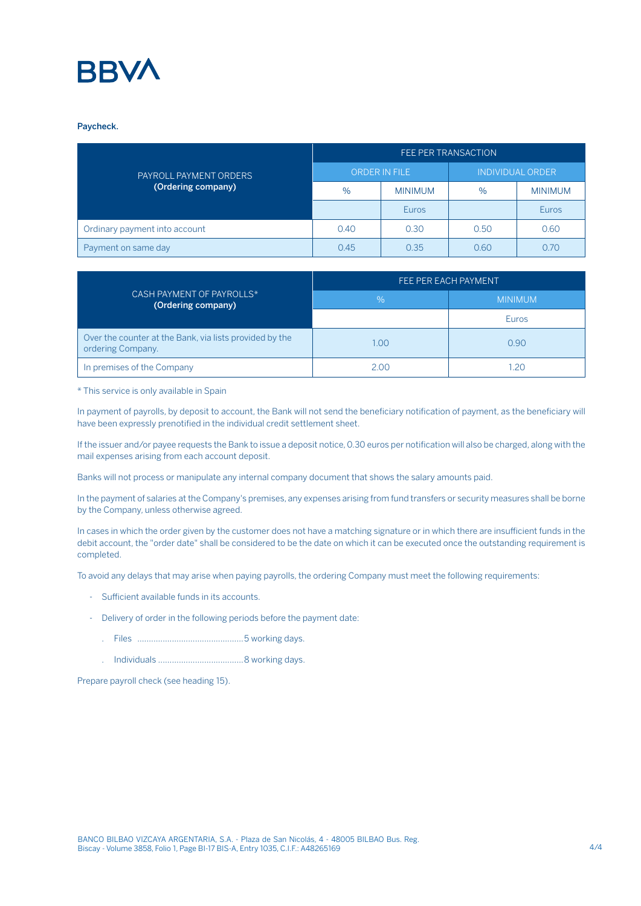Paycheck.

| PAYROLL PAYMENT ORDERS (Ordering company) | FEE PER TRANSACTION | | | |
|---|---|---|---|---|
| | ORDER IN FILE | | INDIVIDUAL ORDER | |
| | % | MINIMUM | % | MINIMUM |
| | | Euros | | Euros |
| Ordinary payment into account | 0.40 | 0.30 | 0.50 | 0.60 |
| Payment on same day | 0.45 | 0.35 | 0.60 | 0.70 |

| CASH PAYMENT OF PAYROLLS* (Ordering company) | FEE PER EACH PAYMENT | |
|---|---|---|
| | % | MINIMUM |
| | | Euros |
| Over the counter at the Bank, via lists provided by the ordering Company. | 1.00 | 0.90 |
| In premises of the Company | 2.00 | 1.20 |

* This service is only available in Spain

In payment of payrolls, by deposit to account, the Bank will not send the beneficiary notification of payment, as the beneficiary will have been expressly prenotified in the individual credit settlement sheet.

If the issuer and/or payee requests the Bank to issue a deposit notice, 0.30 euros per notification will also be charged, along with the mail expenses arising from each account deposit.

Banks will not process or manipulate any internal company document that shows the salary amounts paid.

In the payment of salaries at the Company's premises, any expenses arising from fund transfers or security measures shall be borne by the Company, unless otherwise agreed.

In cases in which the order given by the customer does not have a matching signature or in which there are insufficient funds in the debit account, the "order date" shall be considered to be the date on which it can be executed once the outstanding requirement is completed.

To avoid any delays that may arise when paying payrolls, the ordering Company must meet the following requirements:

- Sufficient available funds in its accounts.
- Delivery of order in the following periods before the payment date:
  - Files .............................................5 working days.
  - Individuals ....................................8 working days.

Prepare payroll check (see heading 15).